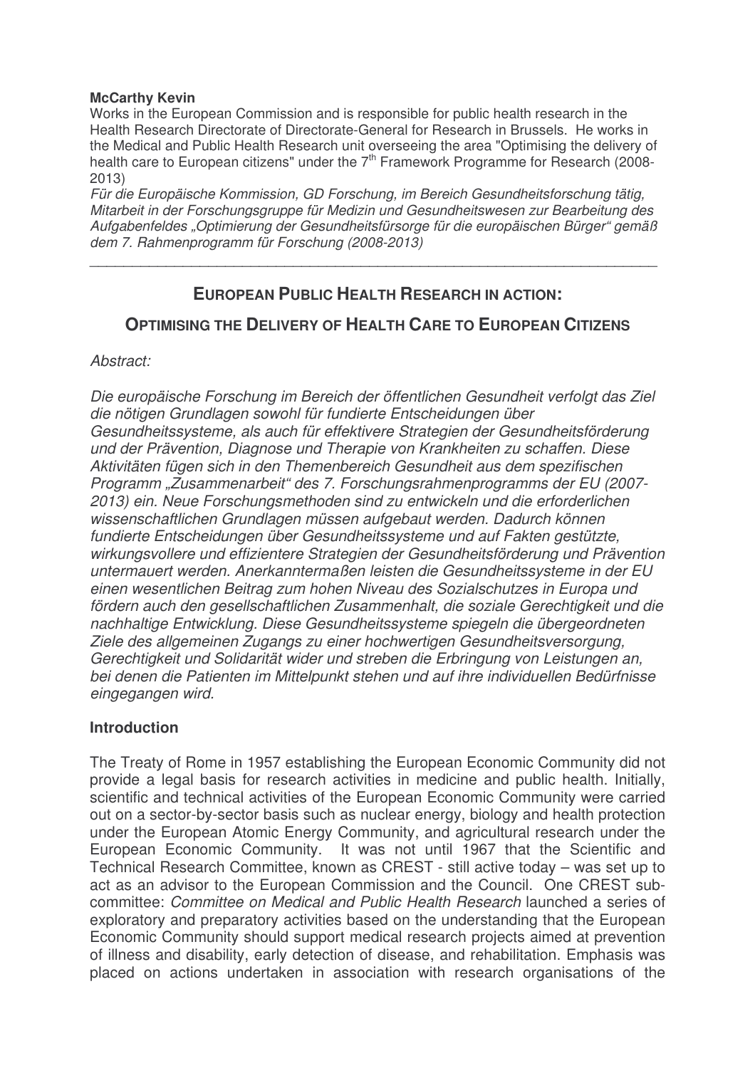**McCarthy Kevin**

Works in the European Commission and is responsible for public health research in the Health Research Directorate of Directorate-General for Research in Brussels. He works in the Medical and Public Health Research unit overseeing the area "Optimising the delivery of health care to European citizens" under the 7th Framework Programme for Research (2008-2013)

*Für die Europäische Kommission, GD Forschung, im Bereich Gesundheitsforschung tätig, Mitarbeit in der Forschungsgruppe für Medizin und Gesundheitswesen zur Bearbeitung des Aufgabenfeldes „Optimierung der Gesundheitsfürsorge für die europäischen Bürger" gemäß dem 7. Rahmenprogramm für Forschung (2008-2013)*

---

## EUROPEAN PUBLIC HEALTH RESEARCH IN ACTION:

## OPTIMISING THE DELIVERY OF HEALTH CARE TO EUROPEAN CITIZENS

*Abstract:*

*Die europäische Forschung im Bereich der öffentlichen Gesundheit verfolgt das Ziel die nötigen Grundlagen sowohl für fundierte Entscheidungen über Gesundheitssysteme, als auch für effektivere Strategien der Gesundheitsförderung und der Prävention, Diagnose und Therapie von Krankheiten zu schaffen. Diese Aktivitäten fügen sich in den Themenbereich Gesundheit aus dem spezifischen Programm „Zusammenarbeit" des 7. Forschungsrahmenprogramms der EU (2007-2013) ein. Neue Forschungsmethoden sind zu entwickeln und die erforderlichen wissenschaftlichen Grundlagen müssen aufgebaut werden. Dadurch können fundierte Entscheidungen über Gesundheitssysteme und auf Fakten gestützte, wirkungsvollere und effizientere Strategien der Gesundheitsförderung und Prävention untermauert werden. Anerkanntermaßen leisten die Gesundheitssysteme in der EU einen wesentlichen Beitrag zum hohen Niveau des Sozialschutzes in Europa und fördern auch den gesellschaftlichen Zusammenhalt, die soziale Gerechtigkeit und die nachhaltige Entwicklung. Diese Gesundheitssysteme spiegeln die übergeordneten Ziele des allgemeinen Zugangs zu einer hochwertigen Gesundheitsversorgung, Gerechtigkeit und Solidarität wider und streben die Erbringung von Leistungen an, bei denen die Patienten im Mittelpunkt stehen und auf ihre individuellen Bedürfnisse eingegangen wird.*

### Introduction

The Treaty of Rome in 1957 establishing the European Economic Community did not provide a legal basis for research activities in medicine and public health. Initially, scientific and technical activities of the European Economic Community were carried out on a sector-by-sector basis such as nuclear energy, biology and health protection under the European Atomic Energy Community, and agricultural research under the European Economic Community. It was not until 1967 that the Scientific and Technical Research Committee, known as CREST - still active today – was set up to act as an advisor to the European Commission and the Council. One CREST sub-committee: *Committee on Medical and Public Health Research* launched a series of exploratory and preparatory activities based on the understanding that the European Economic Community should support medical research projects aimed at prevention of illness and disability, early detection of disease, and rehabilitation. Emphasis was placed on actions undertaken in association with research organisations of the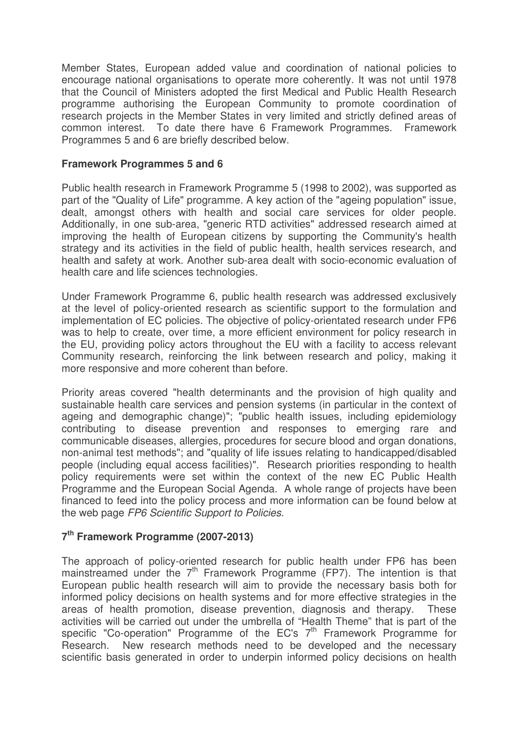Member States, European added value and coordination of national policies to encourage national organisations to operate more coherently. It was not until 1978 that the Council of Ministers adopted the first Medical and Public Health Research programme authorising the European Community to promote coordination of research projects in the Member States in very limited and strictly defined areas of common interest. To date there have 6 Framework Programmes. Framework Programmes 5 and 6 are briefly described below.

### Framework Programmes 5 and 6

Public health research in Framework Programme 5 (1998 to 2002), was supported as part of the "Quality of Life" programme. A key action of the "ageing population" issue, dealt, amongst others with health and social care services for older people. Additionally, in one sub-area, "generic RTD activities" addressed research aimed at improving the health of European citizens by supporting the Community's health strategy and its activities in the field of public health, health services research, and health and safety at work. Another sub-area dealt with socio-economic evaluation of health care and life sciences technologies.

Under Framework Programme 6, public health research was addressed exclusively at the level of policy-oriented research as scientific support to the formulation and implementation of EC policies. The objective of policy-orientated research under FP6 was to help to create, over time, a more efficient environment for policy research in the EU, providing policy actors throughout the EU with a facility to access relevant Community research, reinforcing the link between research and policy, making it more responsive and more coherent than before.

Priority areas covered "health determinants and the provision of high quality and sustainable health care services and pension systems (in particular in the context of ageing and demographic change)"; "public health issues, including epidemiology contributing to disease prevention and responses to emerging rare and communicable diseases, allergies, procedures for secure blood and organ donations, non-animal test methods"; and "quality of life issues relating to handicapped/disabled people (including equal access facilities)". Research priorities responding to health policy requirements were set within the context of the new EC Public Health Programme and the European Social Agenda. A whole range of projects have been financed to feed into the policy process and more information can be found below at the web page *FP6 Scientific Support to Policies*.

### 7th Framework Programme (2007-2013)

The approach of policy-oriented research for public health under FP6 has been mainstreamed under the 7th Framework Programme (FP7). The intention is that European public health research will aim to provide the necessary basis both for informed policy decisions on health systems and for more effective strategies in the areas of health promotion, disease prevention, diagnosis and therapy. These activities will be carried out under the umbrella of "Health Theme" that is part of the specific "Co-operation" Programme of the EC's 7th Framework Programme for Research. New research methods need to be developed and the necessary scientific basis generated in order to underpin informed policy decisions on health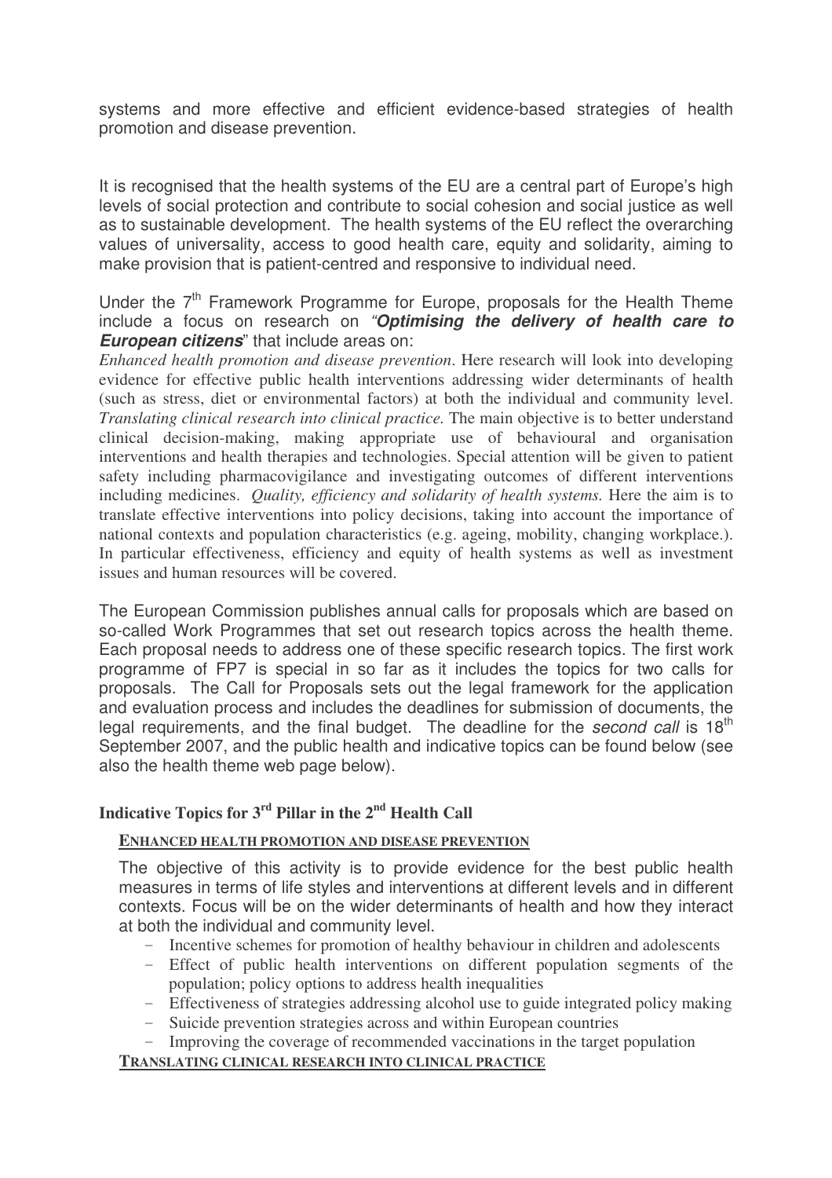systems and more effective and efficient evidence-based strategies of health promotion and disease prevention.

It is recognised that the health systems of the EU are a central part of Europe's high levels of social protection and contribute to social cohesion and social justice as well as to sustainable development. The health systems of the EU reflect the overarching values of universality, access to good health care, equity and solidarity, aiming to make provision that is patient-centred and responsive to individual need.

Under the 7th Framework Programme for Europe, proposals for the Health Theme include a focus on research on "***Optimising the delivery of health care to European citizens***" that include areas on:

*Enhanced health promotion and disease prevention*. Here research will look into developing evidence for effective public health interventions addressing wider determinants of health (such as stress, diet or environmental factors) at both the individual and community level. *Translating clinical research into clinical practice.* The main objective is to better understand clinical decision-making, making appropriate use of behavioural and organisation interventions and health therapies and technologies. Special attention will be given to patient safety including pharmacovigilance and investigating outcomes of different interventions including medicines. *Quality, efficiency and solidarity of health systems.* Here the aim is to translate effective interventions into policy decisions, taking into account the importance of national contexts and population characteristics (e.g. ageing, mobility, changing workplace.). In particular effectiveness, efficiency and equity of health systems as well as investment issues and human resources will be covered.

The European Commission publishes annual calls for proposals which are based on so-called Work Programmes that set out research topics across the health theme. Each proposal needs to address one of these specific research topics. The first work programme of FP7 is special in so far as it includes the topics for two calls for proposals. The Call for Proposals sets out the legal framework for the application and evaluation process and includes the deadlines for submission of documents, the legal requirements, and the final budget. The deadline for the *second call* is 18th September 2007, and the public health and indicative topics can be found below (see also the health theme web page below).

## Indicative Topics for 3rd Pillar in the 2nd Health Call

### ENHANCED HEALTH PROMOTION AND DISEASE PREVENTION

The objective of this activity is to provide evidence for the best public health measures in terms of life styles and interventions at different levels and in different contexts. Focus will be on the wider determinants of health and how they interact at both the individual and community level.

- Incentive schemes for promotion of healthy behaviour in children and adolescents
- Effect of public health interventions on different population segments of the population; policy options to address health inequalities
- Effectiveness of strategies addressing alcohol use to guide integrated policy making
- Suicide prevention strategies across and within European countries
- Improving the coverage of recommended vaccinations in the target population

### TRANSLATING CLINICAL RESEARCH INTO CLINICAL PRACTICE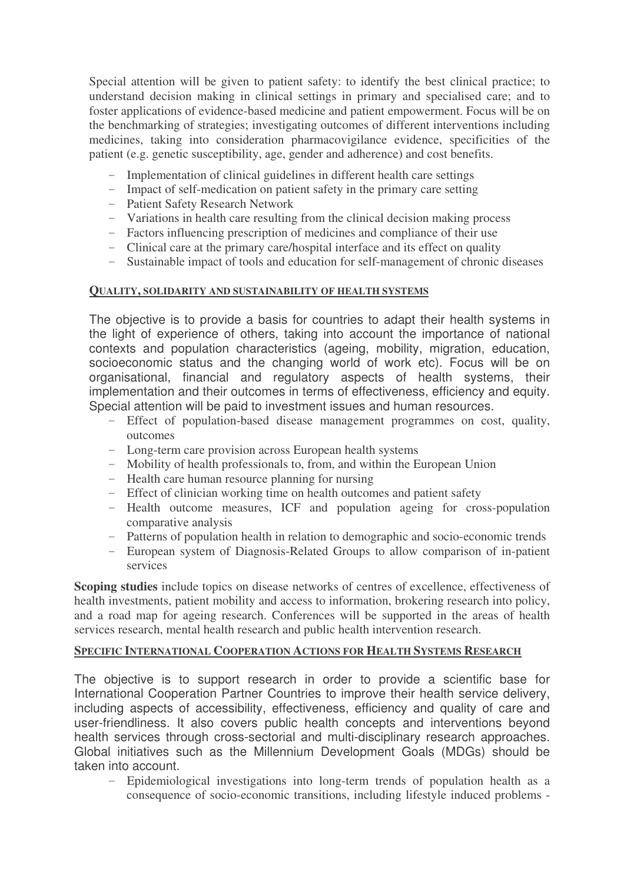Special attention will be given to patient safety: to identify the best clinical practice; to understand decision making in clinical settings in primary and specialised care; and to foster applications of evidence-based medicine and patient empowerment. Focus will be on the benchmarking of strategies; investigating outcomes of different interventions including medicines, taking into consideration pharmacovigilance evidence, specificities of the patient (e.g. genetic susceptibility, age, gender and adherence) and cost benefits.

- Implementation of clinical guidelines in different health care settings
- Impact of self-medication on patient safety in the primary care setting
- Patient Safety Research Network
- Variations in health care resulting from the clinical decision making process
- Factors influencing prescription of medicines and compliance of their use
- Clinical care at the primary care/hospital interface and its effect on quality
- Sustainable impact of tools and education for self-management of chronic diseases

### QUALITY, SOLIDARITY AND SUSTAINABILITY OF HEALTH SYSTEMS

The objective is to provide a basis for countries to adapt their health systems in the light of experience of others, taking into account the importance of national contexts and population characteristics (ageing, mobility, migration, education, socioeconomic status and the changing world of work etc). Focus will be on organisational, financial and regulatory aspects of health systems, their implementation and their outcomes in terms of effectiveness, efficiency and equity. Special attention will be paid to investment issues and human resources.

- Effect of population-based disease management programmes on cost, quality, outcomes
- Long-term care provision across European health systems
- Mobility of health professionals to, from, and within the European Union
- Health care human resource planning for nursing
- Effect of clinician working time on health outcomes and patient safety
- Health outcome measures, ICF and population ageing for cross-population comparative analysis
- Patterns of population health in relation to demographic and socio-economic trends
- European system of Diagnosis-Related Groups to allow comparison of in-patient services

**Scoping studies** include topics on disease networks of centres of excellence, effectiveness of health investments, patient mobility and access to information, brokering research into policy, and a road map for ageing research. Conferences will be supported in the areas of health services research, mental health research and public health intervention research.

### SPECIFIC INTERNATIONAL COOPERATION ACTIONS FOR HEALTH SYSTEMS RESEARCH

The objective is to support research in order to provide a scientific base for International Cooperation Partner Countries to improve their health service delivery, including aspects of accessibility, effectiveness, efficiency and quality of care and user-friendliness. It also covers public health concepts and interventions beyond health services through cross-sectorial and multi-disciplinary research approaches. Global initiatives such as the Millennium Development Goals (MDGs) should be taken into account.

- Epidemiological investigations into long-term trends of population health as a consequence of socio-economic transitions, including lifestyle induced problems -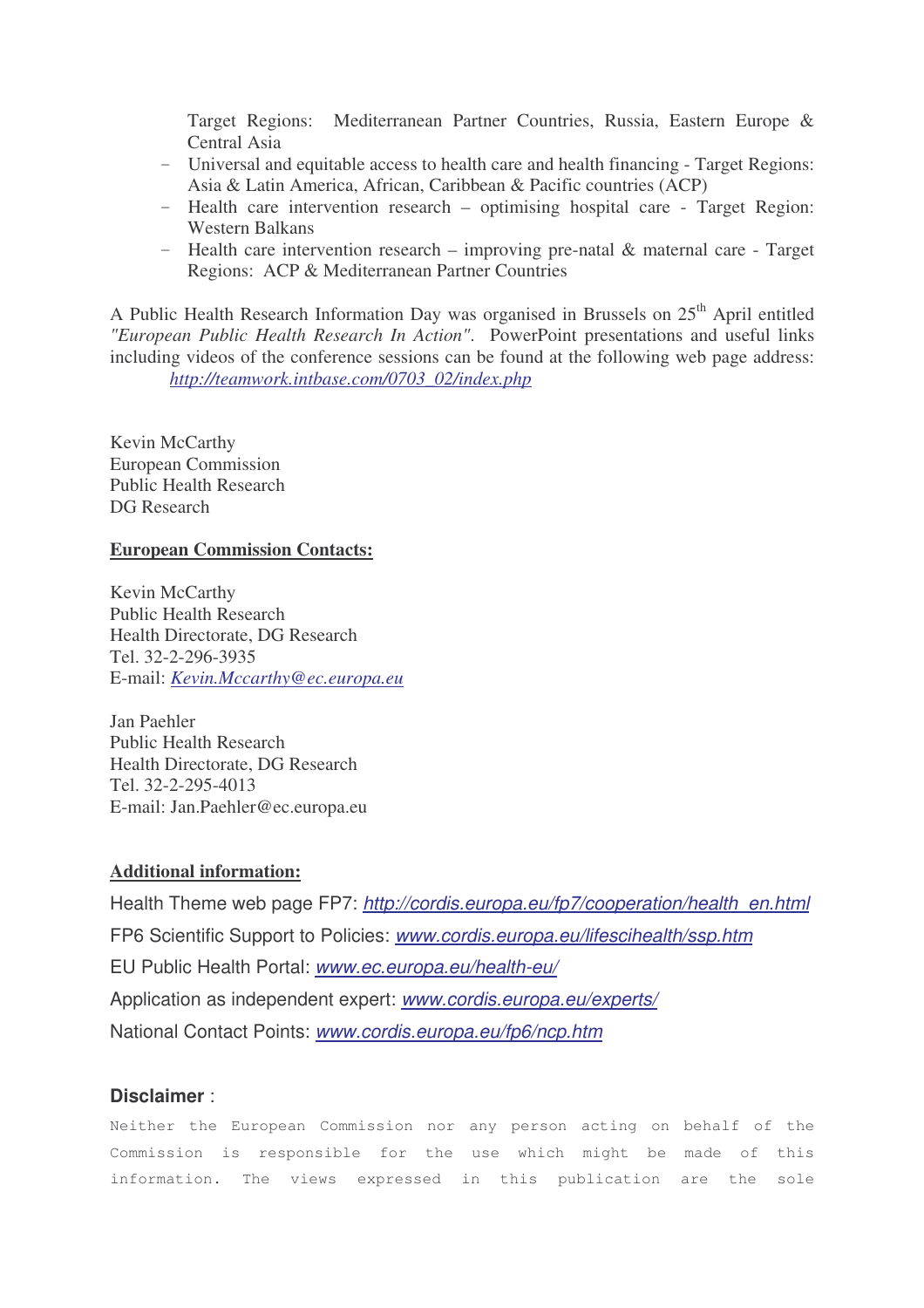Target Regions: Mediterranean Partner Countries, Russia, Eastern Europe & Central Asia

- Universal and equitable access to health care and health financing - Target Regions: Asia & Latin America, African, Caribbean & Pacific countries (ACP)
- Health care intervention research – optimising hospital care - Target Region: Western Balkans
- Health care intervention research – improving pre-natal & maternal care - Target Regions: ACP & Mediterranean Partner Countries

A Public Health Research Information Day was organised in Brussels on 25th April entitled *"European Public Health Research In Action"*. PowerPoint presentations and useful links including videos of the conference sessions can be found at the following web page address: *http://teamwork.intbase.com/0703_02/index.php*

Kevin McCarthy
European Commission
Public Health Research
DG Research

**European Commission Contacts:**

Kevin McCarthy
Public Health Research
Health Directorate, DG Research
Tel. 32-2-296-3935
E-mail: *Kevin.Mccarthy@ec.europa.eu*

Jan Paehler
Public Health Research
Health Directorate, DG Research
Tel. 32-2-295-4013
E-mail: Jan.Paehler@ec.europa.eu

**Additional information:**

Health Theme web page FP7: *http://cordis.europa.eu/fp7/cooperation/health_en.html*

FP6 Scientific Support to Policies: *www.cordis.europa.eu/lifescihealth/ssp.htm*

EU Public Health Portal: *www.ec.europa.eu/health-eu/*

Application as independent expert: *www.cordis.europa.eu/experts/*

National Contact Points: *www.cordis.europa.eu/fp6/ncp.htm*

**Disclaimer** :

Neither the European Commission nor any person acting on behalf of the Commission is responsible for the use which might be made of this information. The views expressed in this publication are the sole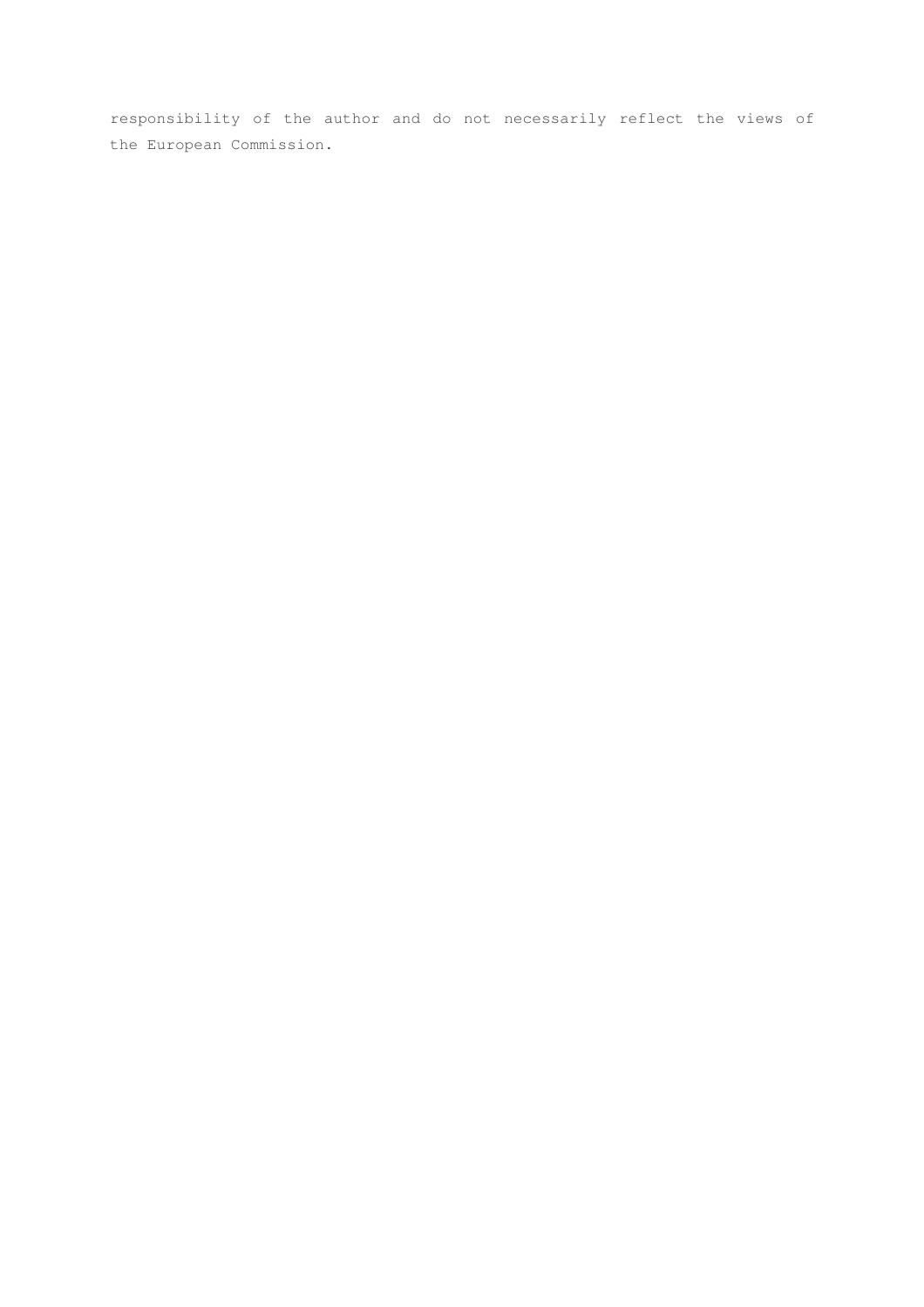responsibility of the author and do not necessarily reflect the views of the European Commission.